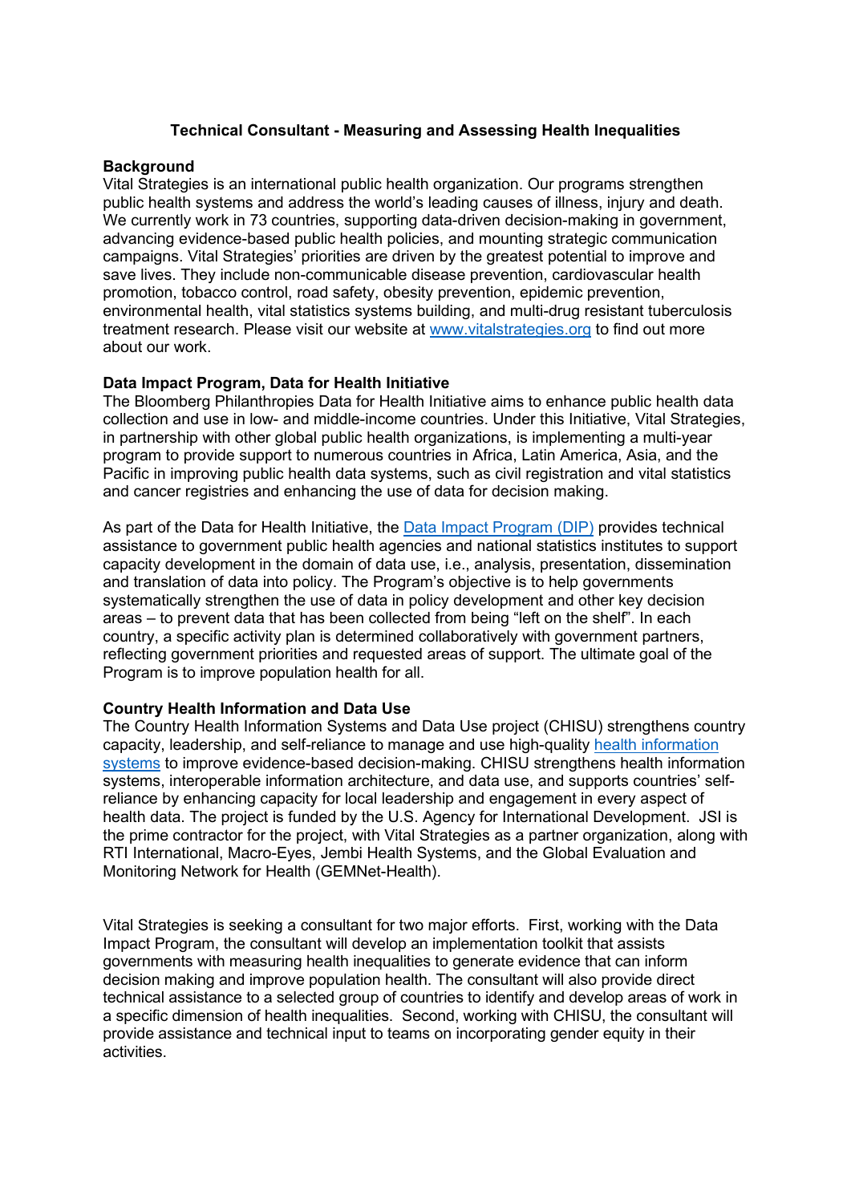# Technical Consultant - Measuring and Assessing Health Inequalities

**Background**

Vital Strategies is an international public health organization. Our programs strengthen public health systems and address the world's leading causes of illness, injury and death. We currently work in 73 countries, supporting data-driven decision-making in government, advancing evidence-based public health policies, and mounting strategic communication campaigns. Vital Strategies' priorities are driven by the greatest potential to improve and save lives. They include non-communicable disease prevention, cardiovascular health promotion, tobacco control, road safety, obesity prevention, epidemic prevention, environmental health, vital statistics systems building, and multi-drug resistant tuberculosis treatment research. Please visit our website at [www.vitalstrategies.org](www.vitalstrategies.org) to find out more about our work.

**Data Impact Program, Data for Health Initiative**

The Bloomberg Philanthropies Data for Health Initiative aims to enhance public health data collection and use in low- and middle-income countries. Under this Initiative, Vital Strategies, in partnership with other global public health organizations, is implementing a multi-year program to provide support to numerous countries in Africa, Latin America, Asia, and the Pacific in improving public health data systems, such as civil registration and vital statistics and cancer registries and enhancing the use of data for decision making.

As part of the Data for Health Initiative, the Data Impact Program (DIP) provides technical assistance to government public health agencies and national statistics institutes to support capacity development in the domain of data use, i.e., analysis, presentation, dissemination and translation of data into policy. The Program's objective is to help governments systematically strengthen the use of data in policy development and other key decision areas – to prevent data that has been collected from being "left on the shelf". In each country, a specific activity plan is determined collaboratively with government partners, reflecting government priorities and requested areas of support. The ultimate goal of the Program is to improve population health for all.

**Country Health Information and Data Use**

The Country Health Information Systems and Data Use project (CHISU) strengthens country capacity, leadership, and self-reliance to manage and use high-quality health information systems to improve evidence-based decision-making. CHISU strengthens health information systems, interoperable information architecture, and data use, and supports countries' self-reliance by enhancing capacity for local leadership and engagement in every aspect of health data. The project is funded by the U.S. Agency for International Development. JSI is the prime contractor for the project, with Vital Strategies as a partner organization, along with RTI International, Macro-Eyes, Jembi Health Systems, and the Global Evaluation and Monitoring Network for Health (GEMNet-Health).

Vital Strategies is seeking a consultant for two major efforts. First, working with the Data Impact Program, the consultant will develop an implementation toolkit that assists governments with measuring health inequalities to generate evidence that can inform decision making and improve population health. The consultant will also provide direct technical assistance to a selected group of countries to identify and develop areas of work in a specific dimension of health inequalities. Second, working with CHISU, the consultant will provide assistance and technical input to teams on incorporating gender equity in their activities.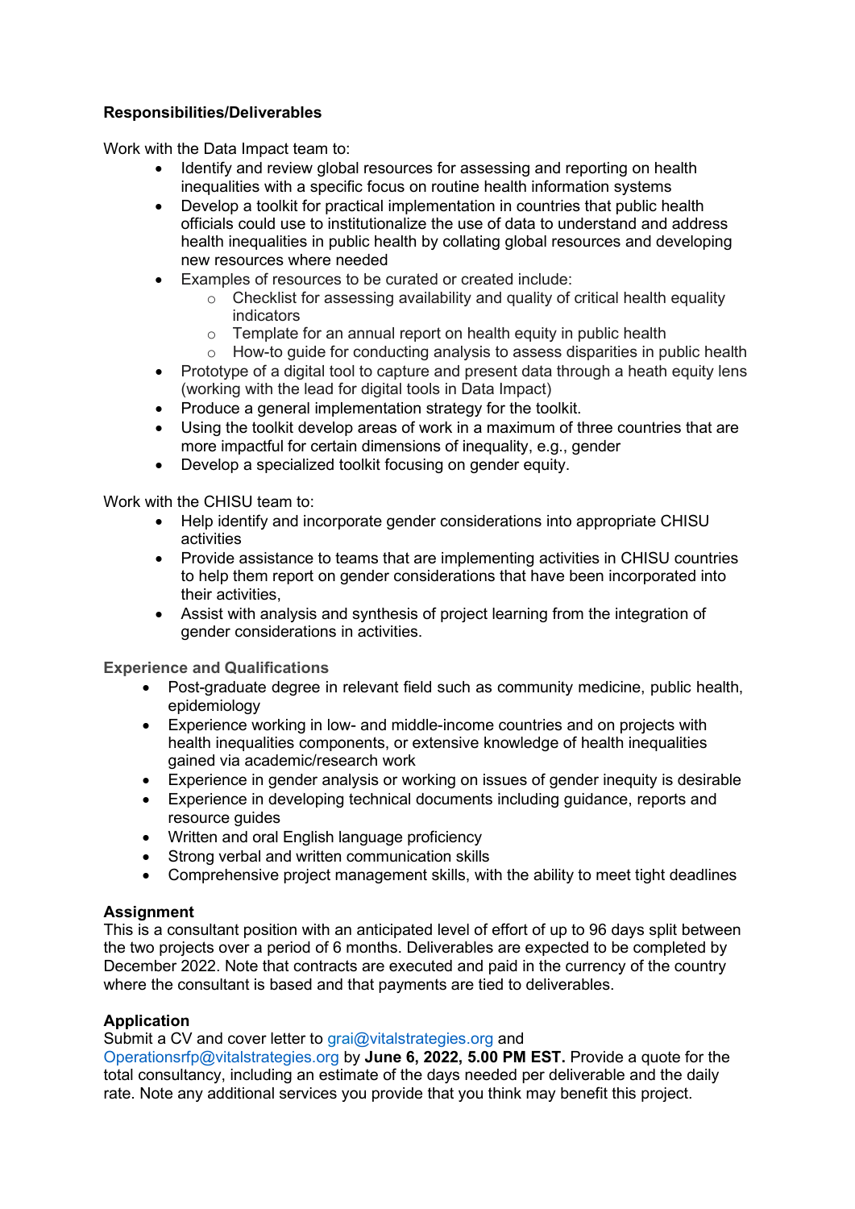**Responsibilities/Deliverables**

Work with the Data Impact team to:

- Identify and review global resources for assessing and reporting on health inequalities with a specific focus on routine health information systems
- Develop a toolkit for practical implementation in countries that public health officials could use to institutionalize the use of data to understand and address health inequalities in public health by collating global resources and developing new resources where needed
- Examples of resources to be curated or created include:
  - Checklist for assessing availability and quality of critical health equality indicators
  - Template for an annual report on health equity in public health
  - How-to guide for conducting analysis to assess disparities in public health
- Prototype of a digital tool to capture and present data through a heath equity lens (working with the lead for digital tools in Data Impact)
- Produce a general implementation strategy for the toolkit.
- Using the toolkit develop areas of work in a maximum of three countries that are more impactful for certain dimensions of inequality, e.g., gender
- Develop a specialized toolkit focusing on gender equity.

Work with the CHISU team to:

- Help identify and incorporate gender considerations into appropriate CHISU activities
- Provide assistance to teams that are implementing activities in CHISU countries to help them report on gender considerations that have been incorporated into their activities,
- Assist with analysis and synthesis of project learning from the integration of gender considerations in activities.

**Experience and Qualifications**

- Post-graduate degree in relevant field such as community medicine, public health, epidemiology
- Experience working in low- and middle-income countries and on projects with health inequalities components, or extensive knowledge of health inequalities gained via academic/research work
- Experience in gender analysis or working on issues of gender inequity is desirable
- Experience in developing technical documents including guidance, reports and resource guides
- Written and oral English language proficiency
- Strong verbal and written communication skills
- Comprehensive project management skills, with the ability to meet tight deadlines

**Assignment**

This is a consultant position with an anticipated level of effort of up to 96 days split between the two projects over a period of 6 months. Deliverables are expected to be completed by December 2022. Note that contracts are executed and paid in the currency of the country where the consultant is based and that payments are tied to deliverables.

**Application**

Submit a CV and cover letter to grai@vitalstrategies.org and Operationsrfp@vitalstrategies.org by **June 6, 2022, 5.00 PM EST.** Provide a quote for the total consultancy, including an estimate of the days needed per deliverable and the daily rate. Note any additional services you provide that you think may benefit this project.